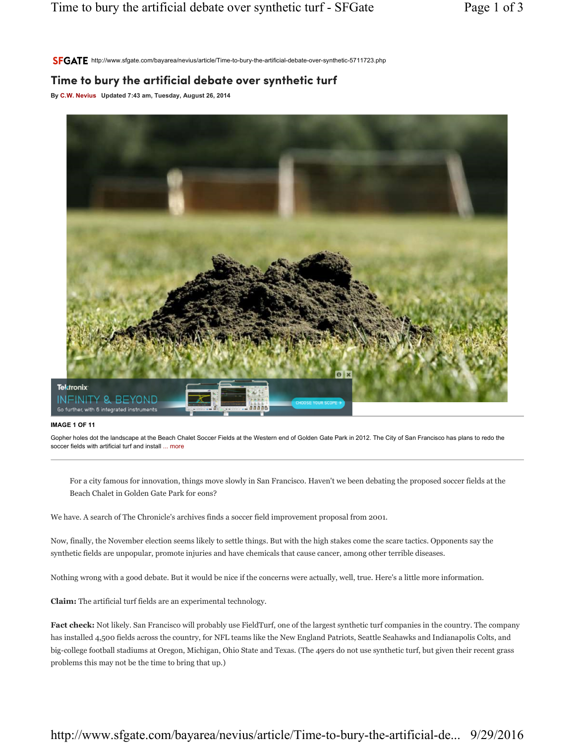SFGATE http://www.sfgate.com/bayarea/nevius/article/Time-to-bury-the-artificial-debate-over-synthetic-5711723.php

# Time to bury the artificial debate over synthetic turf

By C.W. Nevius  Updated 7:43 am, Tuesday, August 26, 2014

IMAGE 1 OF 11

Gopher holes dot the landscape at the Beach Chalet Soccer Fields at the Western end of Golden Gate Park in 2012. The City of San Francisco has plans to redo the soccer fields with artificial turf and install ... more

For a city famous for innovation, things move slowly in San Francisco. Haven't we been debating the proposed soccer fields at the Beach Chalet in Golden Gate Park for eons?

We have. A search of The Chronicle's archives finds a soccer field improvement proposal from 2001.

Now, finally, the November election seems likely to settle things. But with the high stakes come the scare tactics. Opponents say the synthetic fields are unpopular, promote injuries and have chemicals that cause cancer, among other terrible diseases.

Nothing wrong with a good debate. But it would be nice if the concerns were actually, well, true. Here's a little more information.

**Claim:** The artificial turf fields are an experimental technology.

**Fact check:** Not likely. San Francisco will probably use FieldTurf, one of the largest synthetic turf companies in the country. The company has installed 4,500 fields across the country, for NFL teams like the New England Patriots, Seattle Seahawks and Indianapolis Colts, and big-college football stadiums at Oregon, Michigan, Ohio State and Texas. (The 49ers do not use synthetic turf, but given their recent grass problems this may not be the time to bring that up.)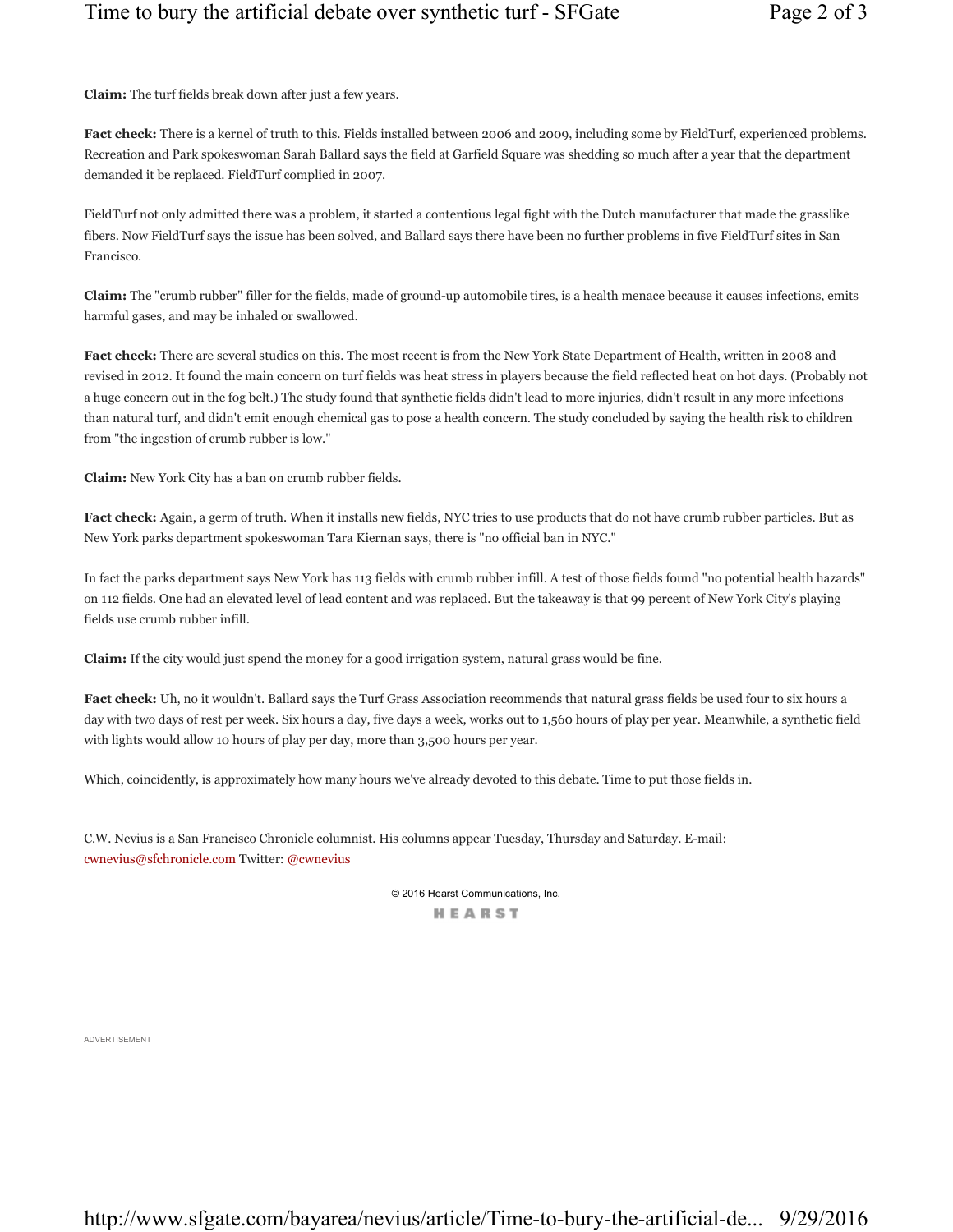**Claim:** The turf fields break down after just a few years.

**Fact check:** There is a kernel of truth to this. Fields installed between 2006 and 2009, including some by FieldTurf, experienced problems. Recreation and Park spokeswoman Sarah Ballard says the field at Garfield Square was shedding so much after a year that the department demanded it be replaced. FieldTurf complied in 2007.

FieldTurf not only admitted there was a problem, it started a contentious legal fight with the Dutch manufacturer that made the grasslike fibers. Now FieldTurf says the issue has been solved, and Ballard says there have been no further problems in five FieldTurf sites in San Francisco.

**Claim:** The "crumb rubber" filler for the fields, made of ground-up automobile tires, is a health menace because it causes infections, emits harmful gases, and may be inhaled or swallowed.

**Fact check:** There are several studies on this. The most recent is from the New York State Department of Health, written in 2008 and revised in 2012. It found the main concern on turf fields was heat stress in players because the field reflected heat on hot days. (Probably not a huge concern out in the fog belt.) The study found that synthetic fields didn't lead to more injuries, didn't result in any more infections than natural turf, and didn't emit enough chemical gas to pose a health concern. The study concluded by saying the health risk to children from "the ingestion of crumb rubber is low."

**Claim:** New York City has a ban on crumb rubber fields.

**Fact check:** Again, a germ of truth. When it installs new fields, NYC tries to use products that do not have crumb rubber particles. But as New York parks department spokeswoman Tara Kiernan says, there is "no official ban in NYC."

In fact the parks department says New York has 113 fields with crumb rubber infill. A test of those fields found "no potential health hazards" on 112 fields. One had an elevated level of lead content and was replaced. But the takeaway is that 99 percent of New York City's playing fields use crumb rubber infill.

**Claim:** If the city would just spend the money for a good irrigation system, natural grass would be fine.

**Fact check:** Uh, no it wouldn't. Ballard says the Turf Grass Association recommends that natural grass fields be used four to six hours a day with two days of rest per week. Six hours a day, five days a week, works out to 1,560 hours of play per year. Meanwhile, a synthetic field with lights would allow 10 hours of play per day, more than 3,500 hours per year.

Which, coincidently, is approximately how many hours we've already devoted to this debate. Time to put those fields in.

C.W. Nevius is a San Francisco Chronicle columnist. His columns appear Tuesday, Thursday and Saturday. E-mail: cwnevius@sfchronicle.com Twitter: @cwnevius

© 2016 Hearst Communications, Inc.

HEARST

ADVERTISEMENT